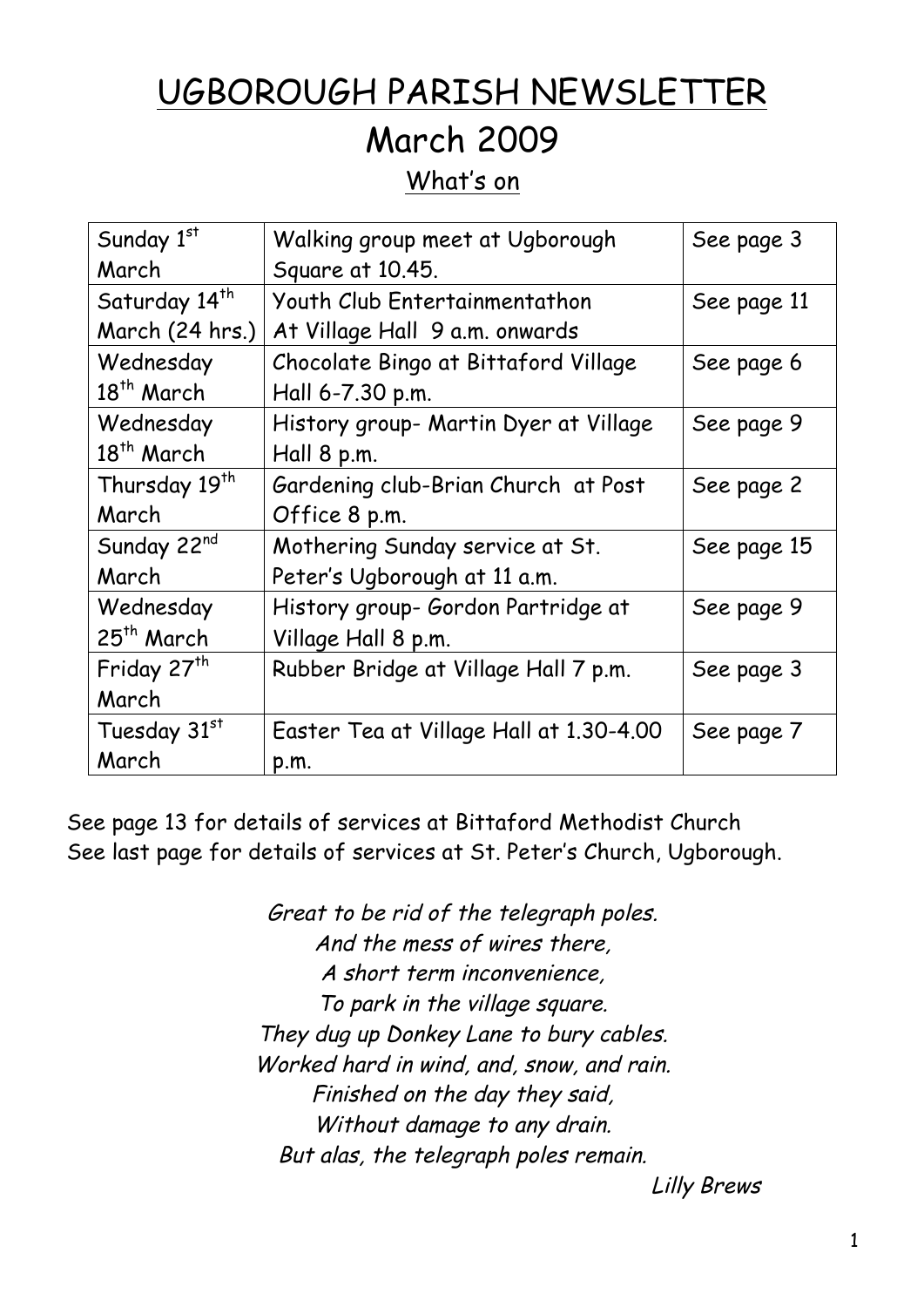# UGBOROUGH PARISH NEWSLETTER

## March 2009

### What's on

| Date | Event | Page |
|---|---|---|
| Sunday 1st March | Walking group meet at Ugborough Square at 10.45. | See page 3 |
| Saturday 14th March (24 hrs.) | Youth Club Entertainmentathon At Village Hall 9 a.m. onwards | See page 11 |
| Wednesday 18th March | Chocolate Bingo at Bittaford Village Hall 6-7.30 p.m. | See page 6 |
| Wednesday 18th March | History group- Martin Dyer at Village Hall 8 p.m. | See page 9 |
| Thursday 19th March | Gardening club-Brian Church at Post Office 8 p.m. | See page 2 |
| Sunday 22nd March | Mothering Sunday service at St. Peter's Ugborough at 11 a.m. | See page 15 |
| Wednesday 25th March | History group- Gordon Partridge at Village Hall 8 p.m. | See page 9 |
| Friday 27th March | Rubber Bridge at Village Hall 7 p.m. | See page 3 |
| Tuesday 31st March | Easter Tea at Village Hall at 1.30-4.00 p.m. | See page 7 |

See page 13 for details of services at Bittaford Methodist Church
See last page for details of services at St. Peter's Church, Ugborough.

*Great to be rid of the telegraph poles.*
*And the mess of wires there,*
*A short term inconvenience,*
*To park in the village square.*
*They dug up Donkey Lane to bury cables.*
*Worked hard in wind, and, snow, and rain.*
*Finished on the day they said,*
*Without damage to any drain.*
*But alas, the telegraph poles remain.*

*Lilly Brews*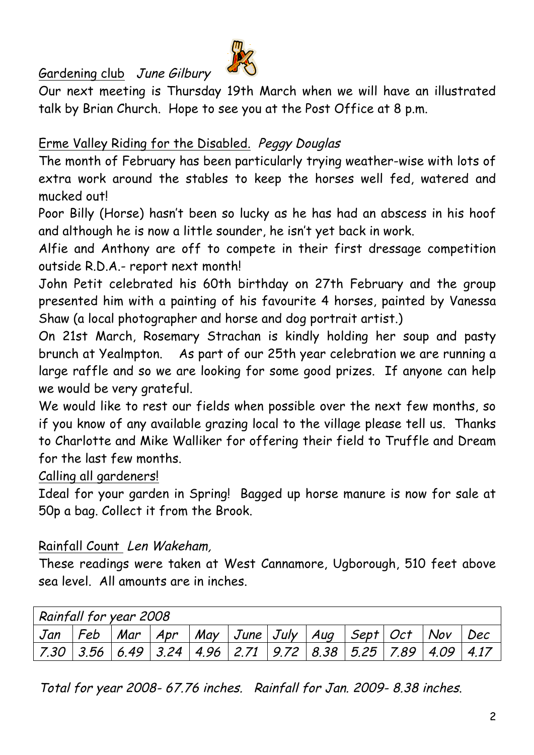## Gardening club *June Gilbury*

Our next meeting is Thursday 19th March when we will have an illustrated talk by Brian Church. Hope to see you at the Post Office at 8 p.m.

## Erme Valley Riding for the Disabled. *Peggy Douglas*

The month of February has been particularly trying weather-wise with lots of extra work around the stables to keep the horses well fed, watered and mucked out!

Poor Billy (Horse) hasn't been so lucky as he has had an abscess in his hoof and although he is now a little sounder, he isn't yet back in work.

Alfie and Anthony are off to compete in their first dressage competition outside R.D.A.- report next month!

John Petit celebrated his 60th birthday on 27th February and the group presented him with a painting of his favourite 4 horses, painted by Vanessa Shaw (a local photographer and horse and dog portrait artist.)

On 21st March, Rosemary Strachan is kindly holding her soup and pasty brunch at Yealmpton. As part of our 25th year celebration we are running a large raffle and so we are looking for some good prizes. If anyone can help we would be very grateful.

We would like to rest our fields when possible over the next few months, so if you know of any available grazing local to the village please tell us. Thanks to Charlotte and Mike Walliker for offering their field to Truffle and Dream for the last few months.

### Calling all gardeners!

Ideal for your garden in Spring! Bagged up horse manure is now for sale at 50p a bag. Collect it from the Brook.

## Rainfall Count *Len Wakeham,*

These readings were taken at West Cannamore, Ugborough, 510 feet above sea level. All amounts are in inches.

| *Rainfall for year 2008* | | | | | | | | | | | |
|---|---|---|---|---|---|---|---|---|---|---|---|
| *Jan* | *Feb* | *Mar* | *Apr* | *May* | *June* | *July* | *Aug* | *Sept* | *Oct* | *Nov* | *Dec* |
| *7.30* | *3.56* | *6.49* | *3.24* | *4.96* | *2.71* | *9.72* | *8.38* | *5.25* | *7.89* | *4.09* | *4.17* |

*Total for year 2008- 67.76 inches. Rainfall for Jan. 2009- 8.38 inches.*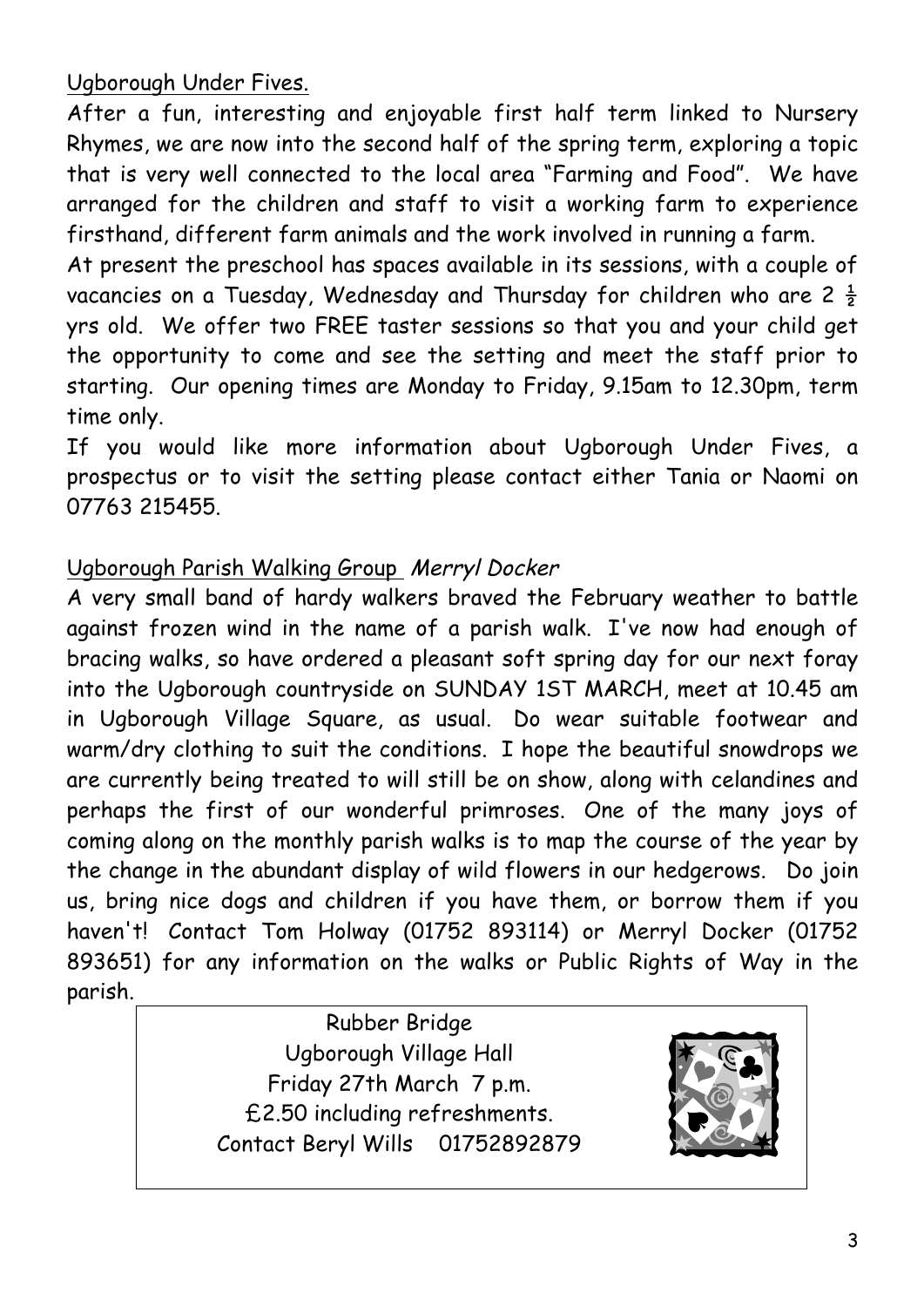Ugborough Under Fives.

After a fun, interesting and enjoyable first half term linked to Nursery Rhymes, we are now into the second half of the spring term, exploring a topic that is very well connected to the local area "Farming and Food". We have arranged for the children and staff to visit a working farm to experience firsthand, different farm animals and the work involved in running a farm.

At present the preschool has spaces available in its sessions, with a couple of vacancies on a Tuesday, Wednesday and Thursday for children who are 2 ½ yrs old. We offer two FREE taster sessions so that you and your child get the opportunity to come and see the setting and meet the staff prior to starting. Our opening times are Monday to Friday, 9.15am to 12.30pm, term time only.

If you would like more information about Ugborough Under Fives, a prospectus or to visit the setting please contact either Tania or Naomi on 07763 215455.

Ugborough Parish Walking Group *Merryl Docker*

A very small band of hardy walkers braved the February weather to battle against frozen wind in the name of a parish walk. I've now had enough of bracing walks, so have ordered a pleasant soft spring day for our next foray into the Ugborough countryside on SUNDAY 1ST MARCH, meet at 10.45 am in Ugborough Village Square, as usual. Do wear suitable footwear and warm/dry clothing to suit the conditions. I hope the beautiful snowdrops we are currently being treated to will still be on show, along with celandines and perhaps the first of our wonderful primroses. One of the many joys of coming along on the monthly parish walks is to map the course of the year by the change in the abundant display of wild flowers in our hedgerows. Do join us, bring nice dogs and children if you have them, or borrow them if you haven't! Contact Tom Holway (01752 893114) or Merryl Docker (01752 893651) for any information on the walks or Public Rights of Way in the parish.

Rubber Bridge
Ugborough Village Hall
Friday 27th March 7 p.m.
£2.50 including refreshments.
Contact Beryl Wills 01752892879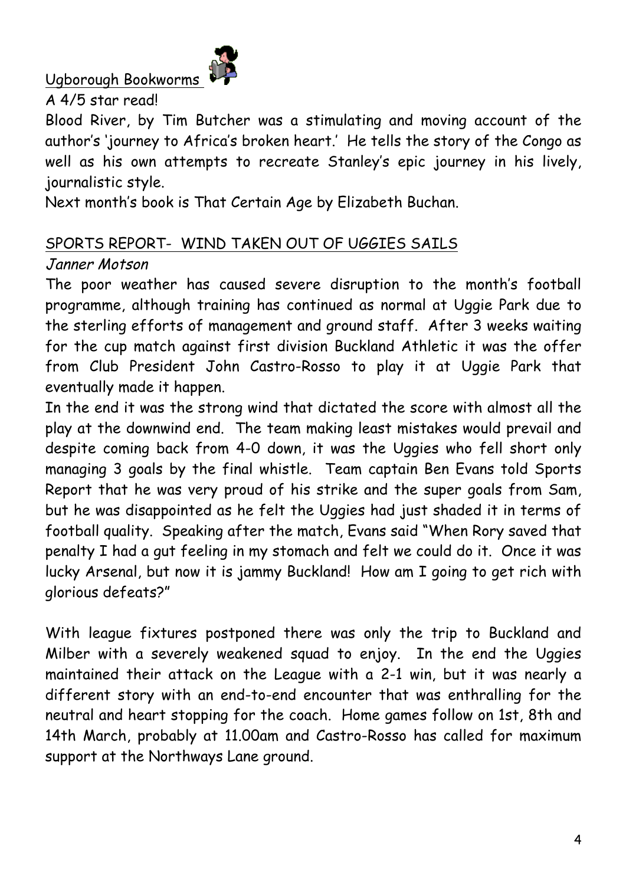## Ugborough Bookworms

A 4/5 star read!

Blood River, by Tim Butcher was a stimulating and moving account of the author's 'journey to Africa's broken heart.' He tells the story of the Congo as well as his own attempts to recreate Stanley's epic journey in his lively, journalistic style.

Next month's book is That Certain Age by Elizabeth Buchan.

## SPORTS REPORT- WIND TAKEN OUT OF UGGIES SAILS

*Janner Motson*

The poor weather has caused severe disruption to the month's football programme, although training has continued as normal at Uggie Park due to the sterling efforts of management and ground staff. After 3 weeks waiting for the cup match against first division Buckland Athletic it was the offer from Club President John Castro-Rosso to play it at Uggie Park that eventually made it happen.

In the end it was the strong wind that dictated the score with almost all the play at the downwind end. The team making least mistakes would prevail and despite coming back from 4-0 down, it was the Uggies who fell short only managing 3 goals by the final whistle. Team captain Ben Evans told Sports Report that he was very proud of his strike and the super goals from Sam, but he was disappointed as he felt the Uggies had just shaded it in terms of football quality. Speaking after the match, Evans said "When Rory saved that penalty I had a gut feeling in my stomach and felt we could do it. Once it was lucky Arsenal, but now it is jammy Buckland! How am I going to get rich with glorious defeats?"

With league fixtures postponed there was only the trip to Buckland and Milber with a severely weakened squad to enjoy. In the end the Uggies maintained their attack on the League with a 2-1 win, but it was nearly a different story with an end-to-end encounter that was enthralling for the neutral and heart stopping for the coach. Home games follow on 1st, 8th and 14th March, probably at 11.00am and Castro-Rosso has called for maximum support at the Northways Lane ground.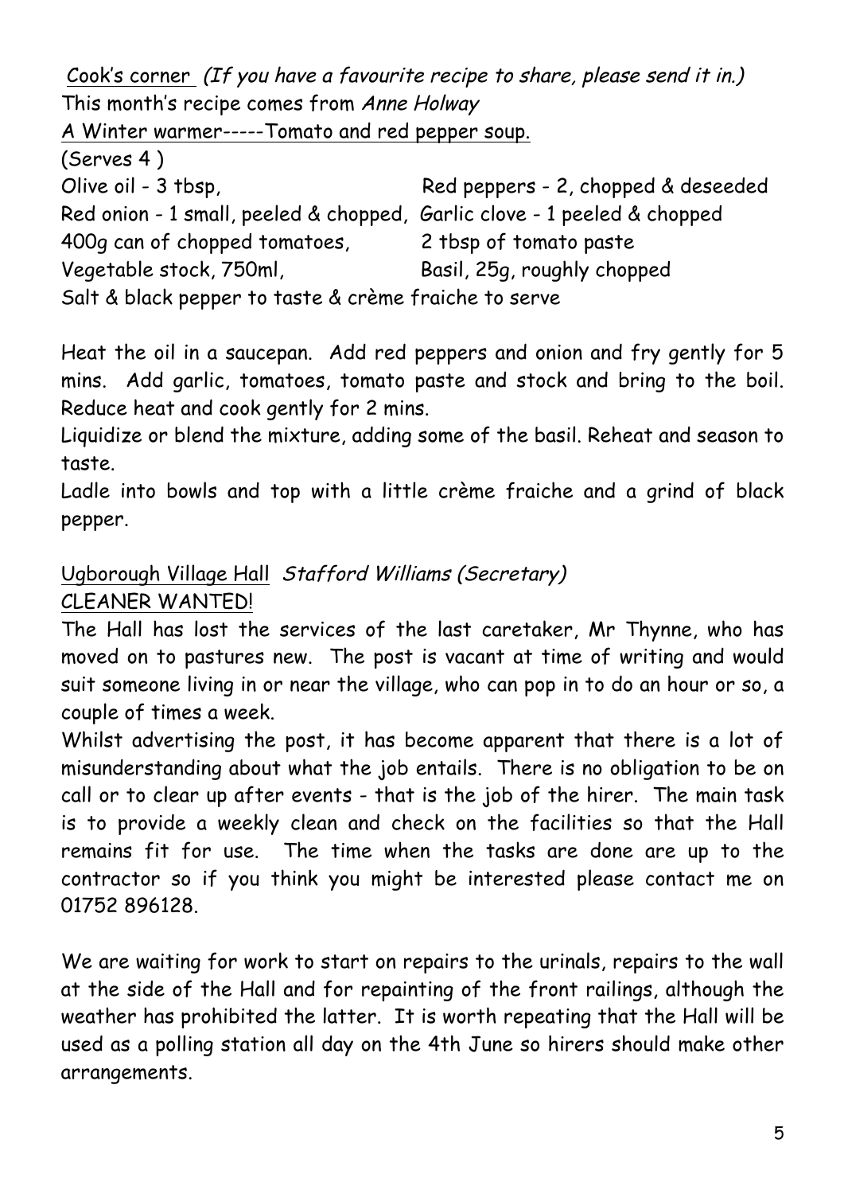Cook's corner *(If you have a favourite recipe to share, please send it in.)*

This month's recipe comes from *Anne Holway*

A Winter warmer-----Tomato and red pepper soup.

(Serves 4 )

Olive oil - 3 tbsp,
Red peppers - 2, chopped & deseeded
Red onion - 1 small, peeled & chopped,
Garlic clove - 1 peeled & chopped
400g can of chopped tomatoes,
2 tbsp of tomato paste
Vegetable stock, 750ml,
Basil, 25g, roughly chopped
Salt & black pepper to taste & crème fraiche to serve

Heat the oil in a saucepan. Add red peppers and onion and fry gently for 5 mins. Add garlic, tomatoes, tomato paste and stock and bring to the boil. Reduce heat and cook gently for 2 mins.

Liquidize or blend the mixture, adding some of the basil. Reheat and season to taste.

Ladle into bowls and top with a little crème fraiche and a grind of black pepper.

Ugborough Village Hall *Stafford Williams (Secretary)*

CLEANER WANTED!

The Hall has lost the services of the last caretaker, Mr Thynne, who has moved on to pastures new. The post is vacant at time of writing and would suit someone living in or near the village, who can pop in to do an hour or so, a couple of times a week.

Whilst advertising the post, it has become apparent that there is a lot of misunderstanding about what the job entails. There is no obligation to be on call or to clear up after events - that is the job of the hirer. The main task is to provide a weekly clean and check on the facilities so that the Hall remains fit for use. The time when the tasks are done are up to the contractor so if you think you might be interested please contact me on 01752 896128.

We are waiting for work to start on repairs to the urinals, repairs to the wall at the side of the Hall and for repainting of the front railings, although the weather has prohibited the latter. It is worth repeating that the Hall will be used as a polling station all day on the 4th June so hirers should make other arrangements.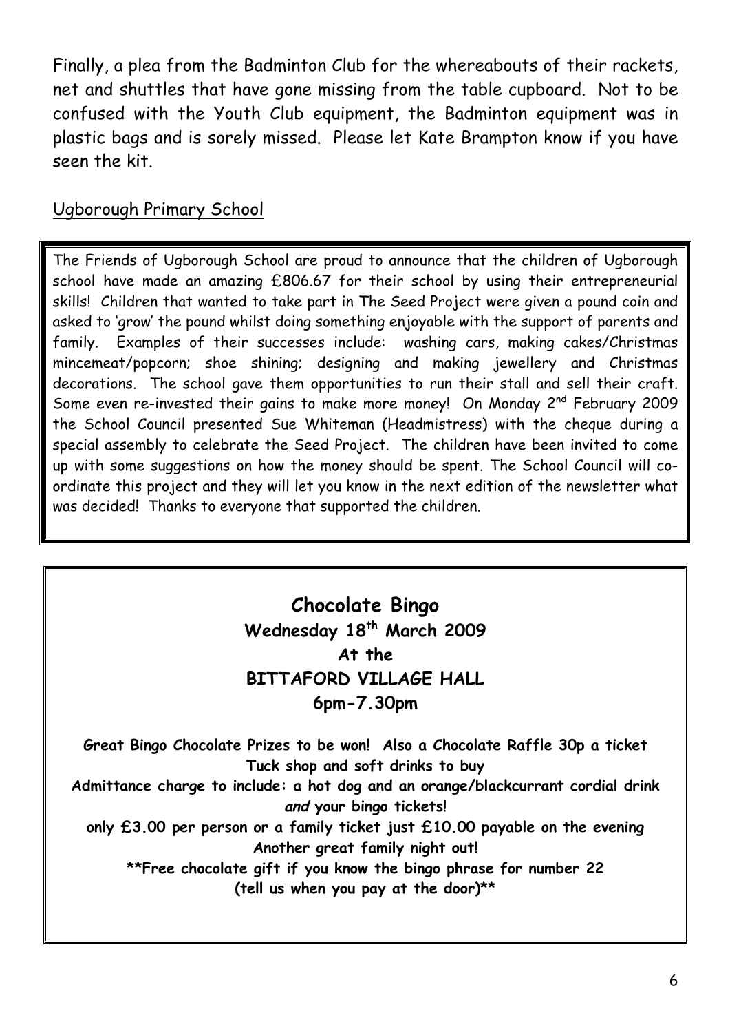Finally, a plea from the Badminton Club for the whereabouts of their rackets, net and shuttles that have gone missing from the table cupboard. Not to be confused with the Youth Club equipment, the Badminton equipment was in plastic bags and is sorely missed. Please let Kate Brampton know if you have seen the kit.

## Ugborough Primary School

The Friends of Ugborough School are proud to announce that the children of Ugborough school have made an amazing £806.67 for their school by using their entrepreneurial skills! Children that wanted to take part in The Seed Project were given a pound coin and asked to 'grow' the pound whilst doing something enjoyable with the support of parents and family. Examples of their successes include: washing cars, making cakes/Christmas mincemeat/popcorn; shoe shining; designing and making jewellery and Christmas decorations. The school gave them opportunities to run their stall and sell their craft. Some even re-invested their gains to make more money! On Monday 2nd February 2009 the School Council presented Sue Whiteman (Headmistress) with the cheque during a special assembly to celebrate the Seed Project. The children have been invited to come up with some suggestions on how the money should be spent. The School Council will co-ordinate this project and they will let you know in the next edition of the newsletter what was decided! Thanks to everyone that supported the children.

### Chocolate Bingo

**Wednesday 18th March 2009**
**At the**
**BITTAFORD VILLAGE HALL**
**6pm-7.30pm**

**Great Bingo Chocolate Prizes to be won! Also a Chocolate Raffle 30p a ticket**
**Tuck shop and soft drinks to buy**
**Admittance charge to include: a hot dog and an orange/blackcurrant cordial drink *and* your bingo tickets!**
**only £3.00 per person or a family ticket just £10.00 payable on the evening**
**Another great family night out!**
**\*\*Free chocolate gift if you know the bingo phrase for number 22 (tell us when you pay at the door)\*\***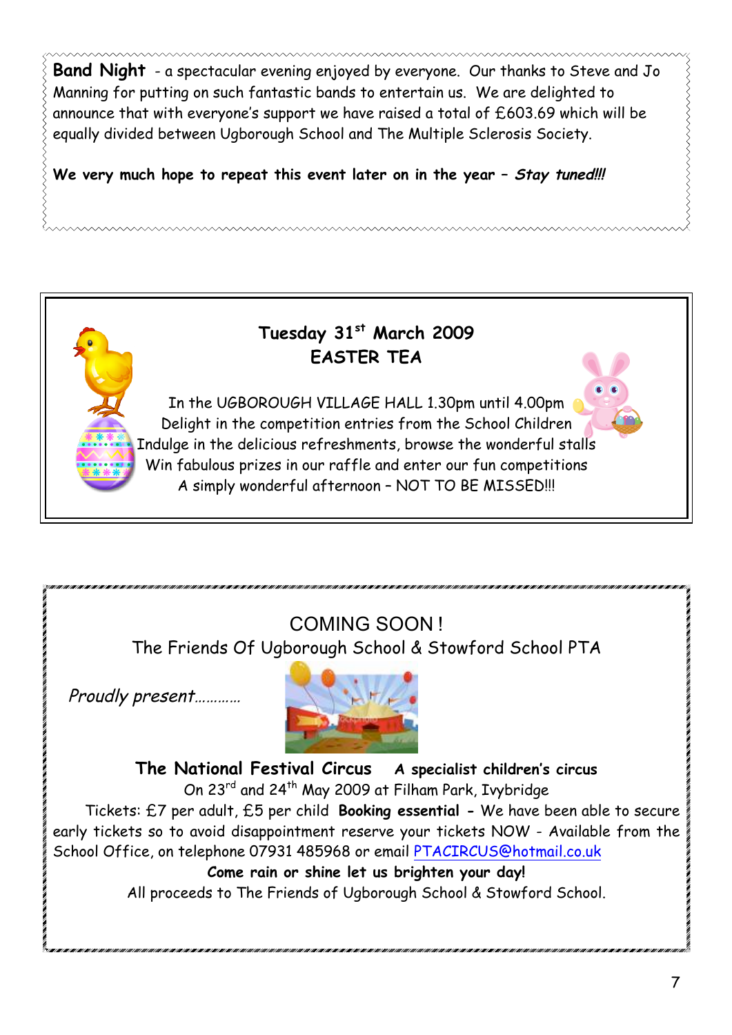**Band Night** - a spectacular evening enjoyed by everyone. Our thanks to Steve and Jo Manning for putting on such fantastic bands to entertain us. We are delighted to announce that with everyone's support we have raised a total of £603.69 which will be equally divided between Ugborough School and The Multiple Sclerosis Society.

**We very much hope to repeat this event later on in the year – *Stay tuned!!!***

---

**Tuesday 31st March 2009**
**EASTER TEA**

In the UGBOROUGH VILLAGE HALL 1.30pm until 4.00pm
Delight in the competition entries from the School Children
Indulge in the delicious refreshments, browse the wonderful stalls
Win fabulous prizes in our raffle and enter our fun competitions
A simply wonderful afternoon – NOT TO BE MISSED!!!

---

COMING SOON !
The Friends Of Ugborough School & Stowford School PTA

*Proudly present…………*

**The National Festival Circus** **A specialist children's circus**
On 23rd and 24th May 2009 at Filham Park, Ivybridge
Tickets: £7 per adult, £5 per child **Booking essential -** We have been able to secure early tickets so to avoid disappointment reserve your tickets NOW - Available from the School Office, on telephone 07931 485968 or email PTACIRCUS@hotmail.co.uk
**Come rain or shine let us brighten your day!**
All proceeds to The Friends of Ugborough School & Stowford School.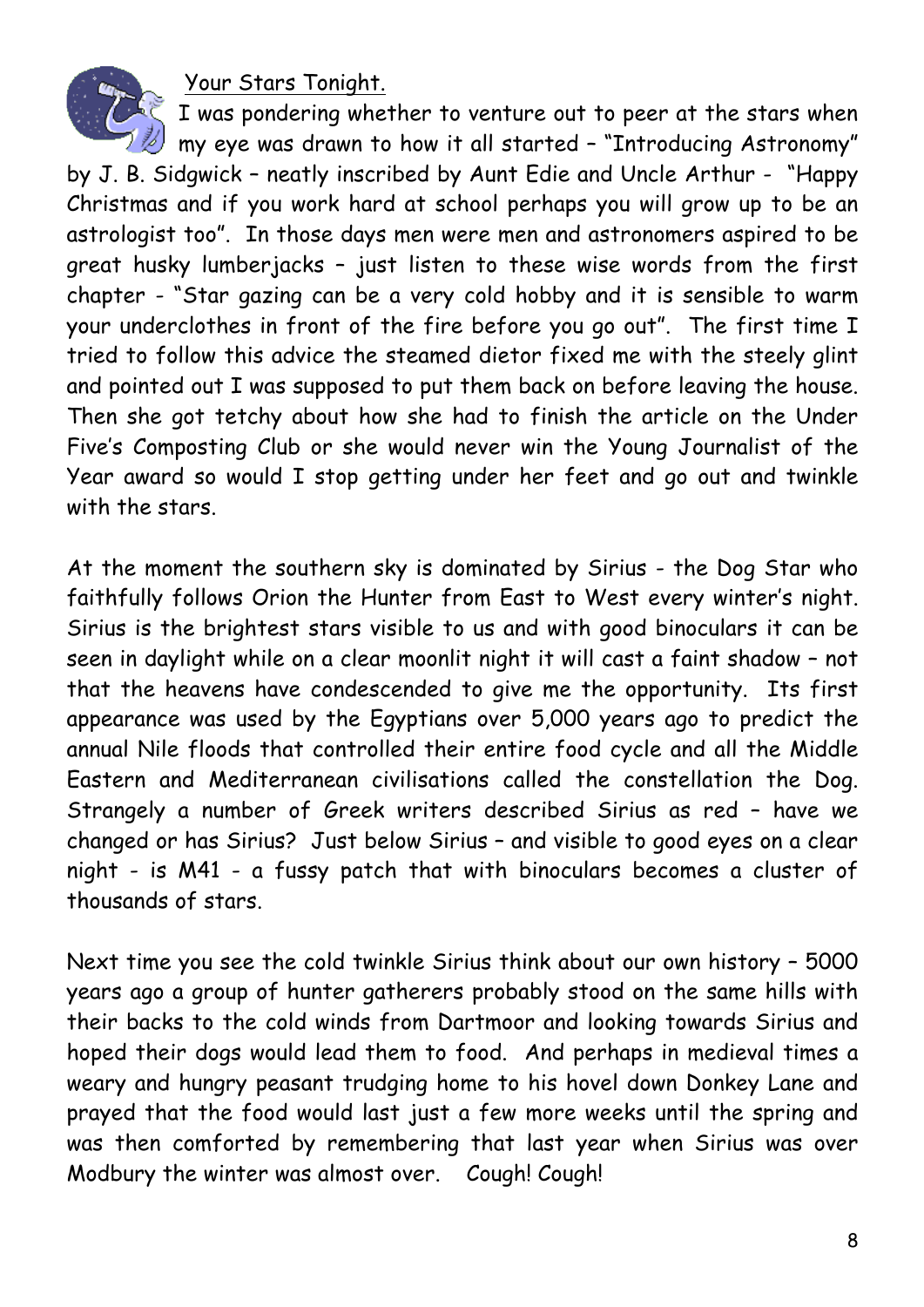## Your Stars Tonight.

I was pondering whether to venture out to peer at the stars when my eye was drawn to how it all started – "Introducing Astronomy" by J. B. Sidgwick – neatly inscribed by Aunt Edie and Uncle Arthur - "Happy Christmas and if you work hard at school perhaps you will grow up to be an astrologist too". In those days men were men and astronomers aspired to be great husky lumberjacks – just listen to these wise words from the first chapter - "Star gazing can be a very cold hobby and it is sensible to warm your underclothes in front of the fire before you go out". The first time I tried to follow this advice the steamed dietor fixed me with the steely glint and pointed out I was supposed to put them back on before leaving the house. Then she got tetchy about how she had to finish the article on the Under Five's Composting Club or she would never win the Young Journalist of the Year award so would I stop getting under her feet and go out and twinkle with the stars.

At the moment the southern sky is dominated by Sirius - the Dog Star who faithfully follows Orion the Hunter from East to West every winter's night. Sirius is the brightest stars visible to us and with good binoculars it can be seen in daylight while on a clear moonlit night it will cast a faint shadow – not that the heavens have condescended to give me the opportunity. Its first appearance was used by the Egyptians over 5,000 years ago to predict the annual Nile floods that controlled their entire food cycle and all the Middle Eastern and Mediterranean civilisations called the constellation the Dog. Strangely a number of Greek writers described Sirius as red – have we changed or has Sirius? Just below Sirius – and visible to good eyes on a clear night - is M41 - a fussy patch that with binoculars becomes a cluster of thousands of stars.

Next time you see the cold twinkle Sirius think about our own history – 5000 years ago a group of hunter gatherers probably stood on the same hills with their backs to the cold winds from Dartmoor and looking towards Sirius and hoped their dogs would lead them to food. And perhaps in medieval times a weary and hungry peasant trudging home to his hovel down Donkey Lane and prayed that the food would last just a few more weeks until the spring and was then comforted by remembering that last year when Sirius was over Modbury the winter was almost over. Cough! Cough!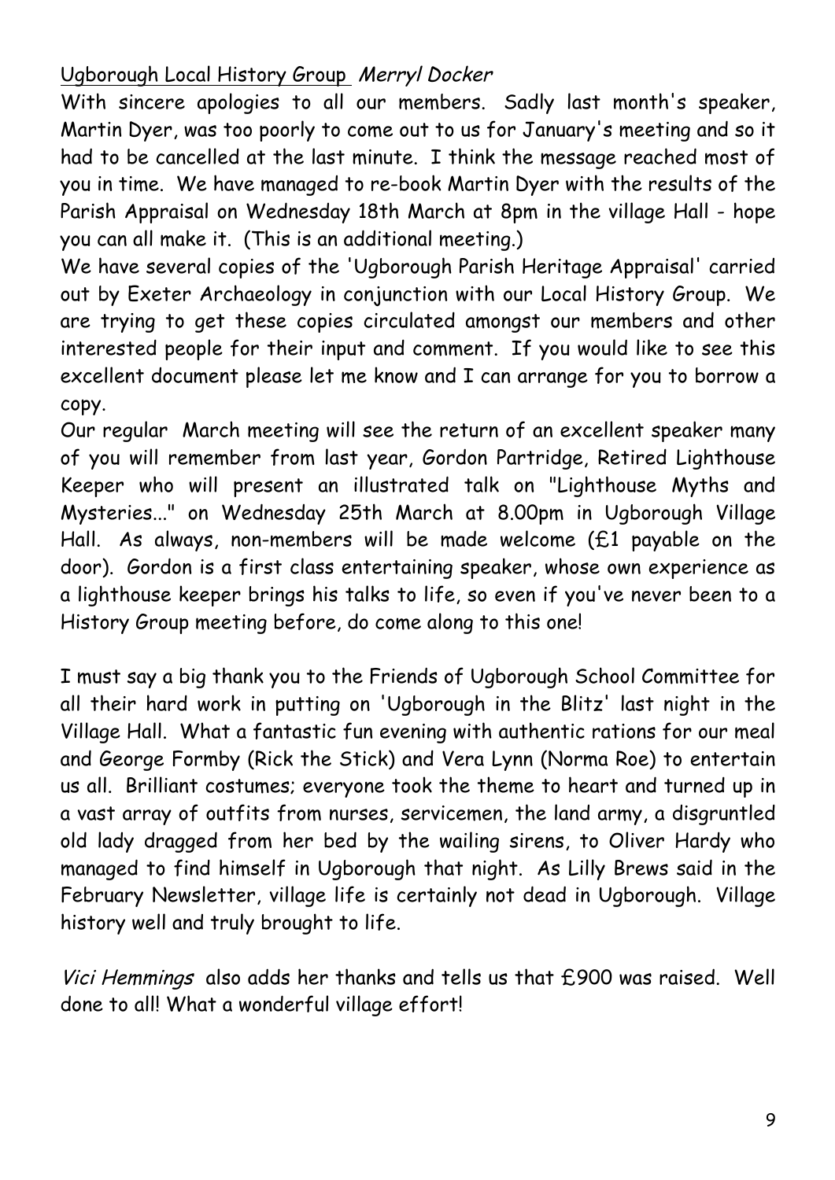Ugborough Local History Group *Merryl Docker*

With sincere apologies to all our members. Sadly last month's speaker, Martin Dyer, was too poorly to come out to us for January's meeting and so it had to be cancelled at the last minute. I think the message reached most of you in time. We have managed to re-book Martin Dyer with the results of the Parish Appraisal on Wednesday 18th March at 8pm in the village Hall - hope you can all make it. (This is an additional meeting.)

We have several copies of the 'Ugborough Parish Heritage Appraisal' carried out by Exeter Archaeology in conjunction with our Local History Group. We are trying to get these copies circulated amongst our members and other interested people for their input and comment. If you would like to see this excellent document please let me know and I can arrange for you to borrow a copy.

Our regular March meeting will see the return of an excellent speaker many of you will remember from last year, Gordon Partridge, Retired Lighthouse Keeper who will present an illustrated talk on "Lighthouse Myths and Mysteries..." on Wednesday 25th March at 8.00pm in Ugborough Village Hall. As always, non-members will be made welcome (£1 payable on the door). Gordon is a first class entertaining speaker, whose own experience as a lighthouse keeper brings his talks to life, so even if you've never been to a History Group meeting before, do come along to this one!

I must say a big thank you to the Friends of Ugborough School Committee for all their hard work in putting on 'Ugborough in the Blitz' last night in the Village Hall. What a fantastic fun evening with authentic rations for our meal and George Formby (Rick the Stick) and Vera Lynn (Norma Roe) to entertain us all. Brilliant costumes; everyone took the theme to heart and turned up in a vast array of outfits from nurses, servicemen, the land army, a disgruntled old lady dragged from her bed by the wailing sirens, to Oliver Hardy who managed to find himself in Ugborough that night. As Lilly Brews said in the February Newsletter, village life is certainly not dead in Ugborough. Village history well and truly brought to life.

*Vici Hemmings* also adds her thanks and tells us that £900 was raised. Well done to all! What a wonderful village effort!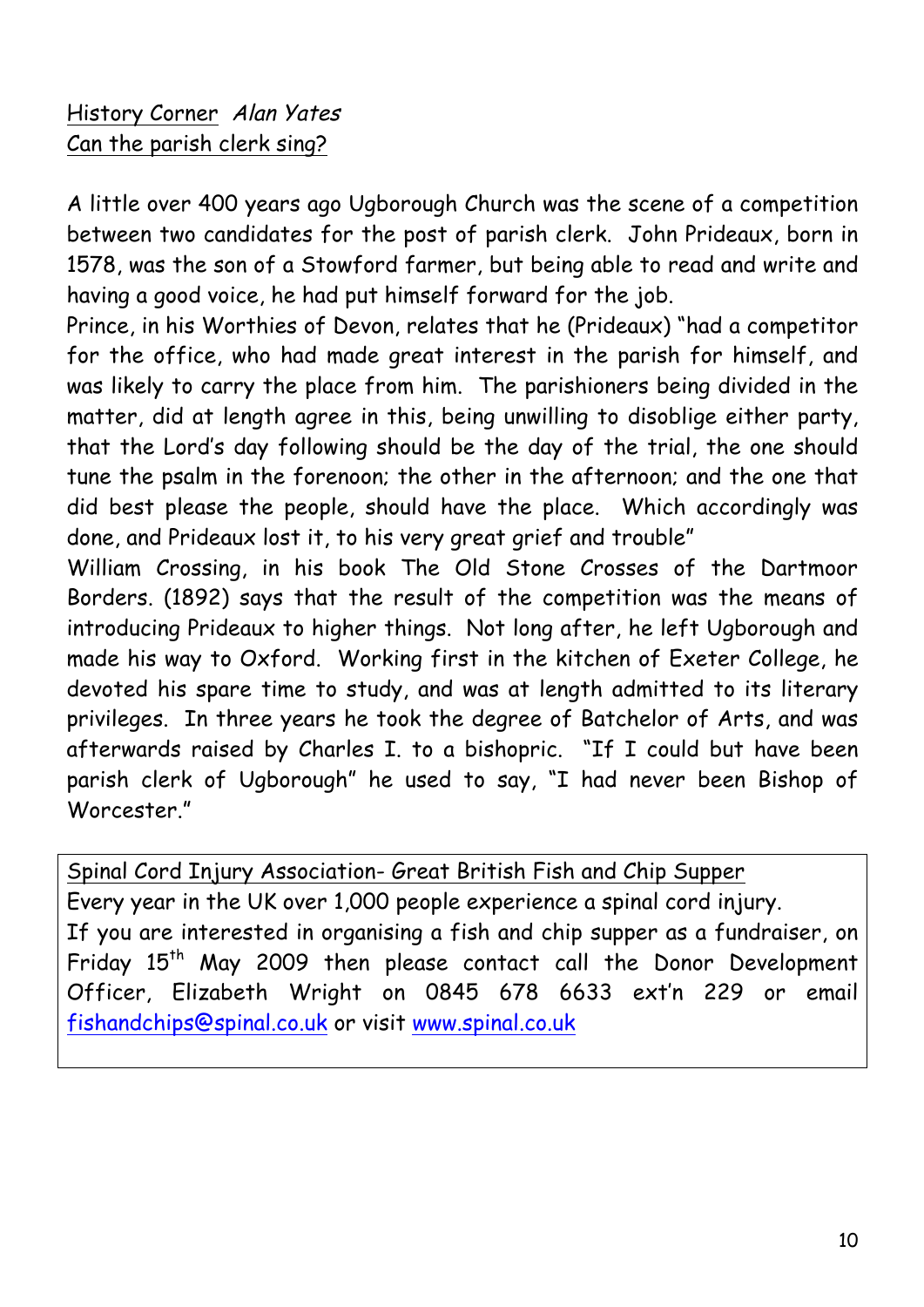## History Corner *Alan Yates*

### Can the parish clerk sing?

A little over 400 years ago Ugborough Church was the scene of a competition between two candidates for the post of parish clerk. John Prideaux, born in 1578, was the son of a Stowford farmer, but being able to read and write and having a good voice, he had put himself forward for the job.

Prince, in his Worthies of Devon, relates that he (Prideaux) "had a competitor for the office, who had made great interest in the parish for himself, and was likely to carry the place from him. The parishioners being divided in the matter, did at length agree in this, being unwilling to disoblige either party, that the Lord's day following should be the day of the trial, the one should tune the psalm in the forenoon; the other in the afternoon; and the one that did best please the people, should have the place. Which accordingly was done, and Prideaux lost it, to his very great grief and trouble"

William Crossing, in his book The Old Stone Crosses of the Dartmoor Borders. (1892) says that the result of the competition was the means of introducing Prideaux to higher things. Not long after, he left Ugborough and made his way to Oxford. Working first in the kitchen of Exeter College, he devoted his spare time to study, and was at length admitted to its literary privileges. In three years he took the degree of Batchelor of Arts, and was afterwards raised by Charles I. to a bishopric. "If I could but have been parish clerk of Ugborough" he used to say, "I had never been Bishop of Worcester."

### Spinal Cord Injury Association- Great British Fish and Chip Supper

Every year in the UK over 1,000 people experience a spinal cord injury.

If you are interested in organising a fish and chip supper as a fundraiser, on Friday 15th May 2009 then please contact call the Donor Development Officer, Elizabeth Wright on 0845 678 6633 ext'n 229 or email fishandchips@spinal.co.uk or visit www.spinal.co.uk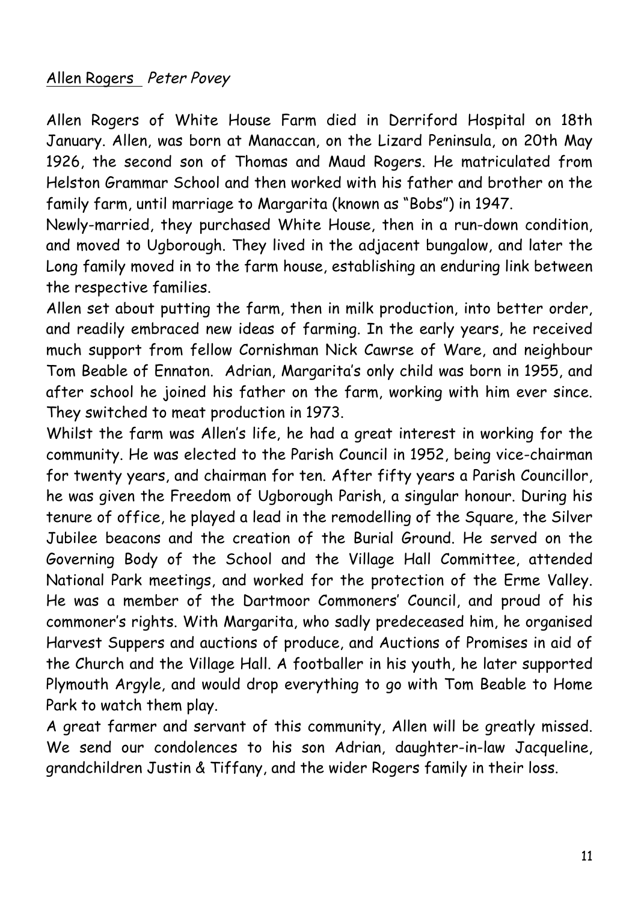## Allen Rogers *Peter Povey*

Allen Rogers of White House Farm died in Derriford Hospital on 18th January. Allen, was born at Manaccan, on the Lizard Peninsula, on 20th May 1926, the second son of Thomas and Maud Rogers. He matriculated from Helston Grammar School and then worked with his father and brother on the family farm, until marriage to Margarita (known as "Bobs") in 1947.

Newly-married, they purchased White House, then in a run-down condition, and moved to Ugborough. They lived in the adjacent bungalow, and later the Long family moved in to the farm house, establishing an enduring link between the respective families.

Allen set about putting the farm, then in milk production, into better order, and readily embraced new ideas of farming. In the early years, he received much support from fellow Cornishman Nick Cawrse of Ware, and neighbour Tom Beable of Ennaton. Adrian, Margarita's only child was born in 1955, and after school he joined his father on the farm, working with him ever since. They switched to meat production in 1973.

Whilst the farm was Allen's life, he had a great interest in working for the community. He was elected to the Parish Council in 1952, being vice-chairman for twenty years, and chairman for ten. After fifty years a Parish Councillor, he was given the Freedom of Ugborough Parish, a singular honour. During his tenure of office, he played a lead in the remodelling of the Square, the Silver Jubilee beacons and the creation of the Burial Ground. He served on the Governing Body of the School and the Village Hall Committee, attended National Park meetings, and worked for the protection of the Erme Valley. He was a member of the Dartmoor Commoners' Council, and proud of his commoner's rights. With Margarita, who sadly predeceased him, he organised Harvest Suppers and auctions of produce, and Auctions of Promises in aid of the Church and the Village Hall. A footballer in his youth, he later supported Plymouth Argyle, and would drop everything to go with Tom Beable to Home Park to watch them play.

A great farmer and servant of this community, Allen will be greatly missed. We send our condolences to his son Adrian, daughter-in-law Jacqueline, grandchildren Justin & Tiffany, and the wider Rogers family in their loss.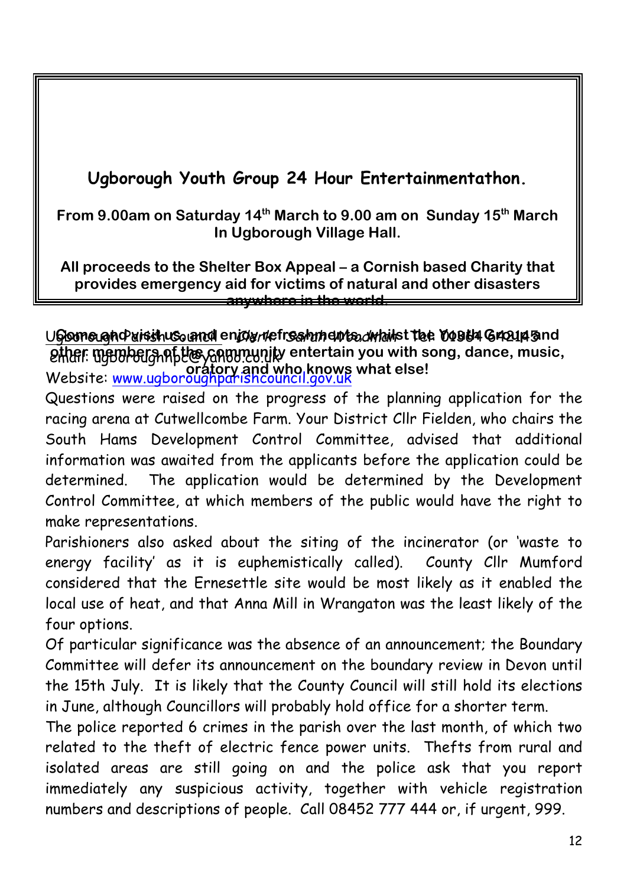## Ugborough Youth Group 24 Hour Entertainmentathon.

**From 9.00am on Saturday 14th March to 9.00 am on Sunday 15th March In Ugborough Village Hall.**

**All proceeds to the Shelter Box Appeal – a Cornish based Charity that provides emergency aid for victims of natural and other disasters anywhere in the world.**

**Come and visit us, and enjoy refreshments, whilst the Youth Group and other members of the community entertain you with song, dance, music, oratory and who knows what else!**

Ugborough Parish Council *Clerk Sarah Woodman* Tel: 01364 642145
email: ugboroughpc@yahoo.co.uk
Website: www.ugboroughparishcouncil.gov.uk

Questions were raised on the progress of the planning application for the racing arena at Cutwellcombe Farm. Your District Cllr Fielden, who chairs the South Hams Development Control Committee, advised that additional information was awaited from the applicants before the application could be determined. The application would be determined by the Development Control Committee, at which members of the public would have the right to make representations.

Parishioners also asked about the siting of the incinerator (or 'waste to energy facility' as it is euphemistically called). County Cllr Mumford considered that the Ernesettle site would be most likely as it enabled the local use of heat, and that Anna Mill in Wrangaton was the least likely of the four options.

Of particular significance was the absence of an announcement; the Boundary Committee will defer its announcement on the boundary review in Devon until the 15th July. It is likely that the County Council will still hold its elections in June, although Councillors will probably hold office for a shorter term.

The police reported 6 crimes in the parish over the last month, of which two related to the theft of electric fence power units. Thefts from rural and isolated areas are still going on and the police ask that you report immediately any suspicious activity, together with vehicle registration numbers and descriptions of people. Call 08452 777 444 or, if urgent, 999.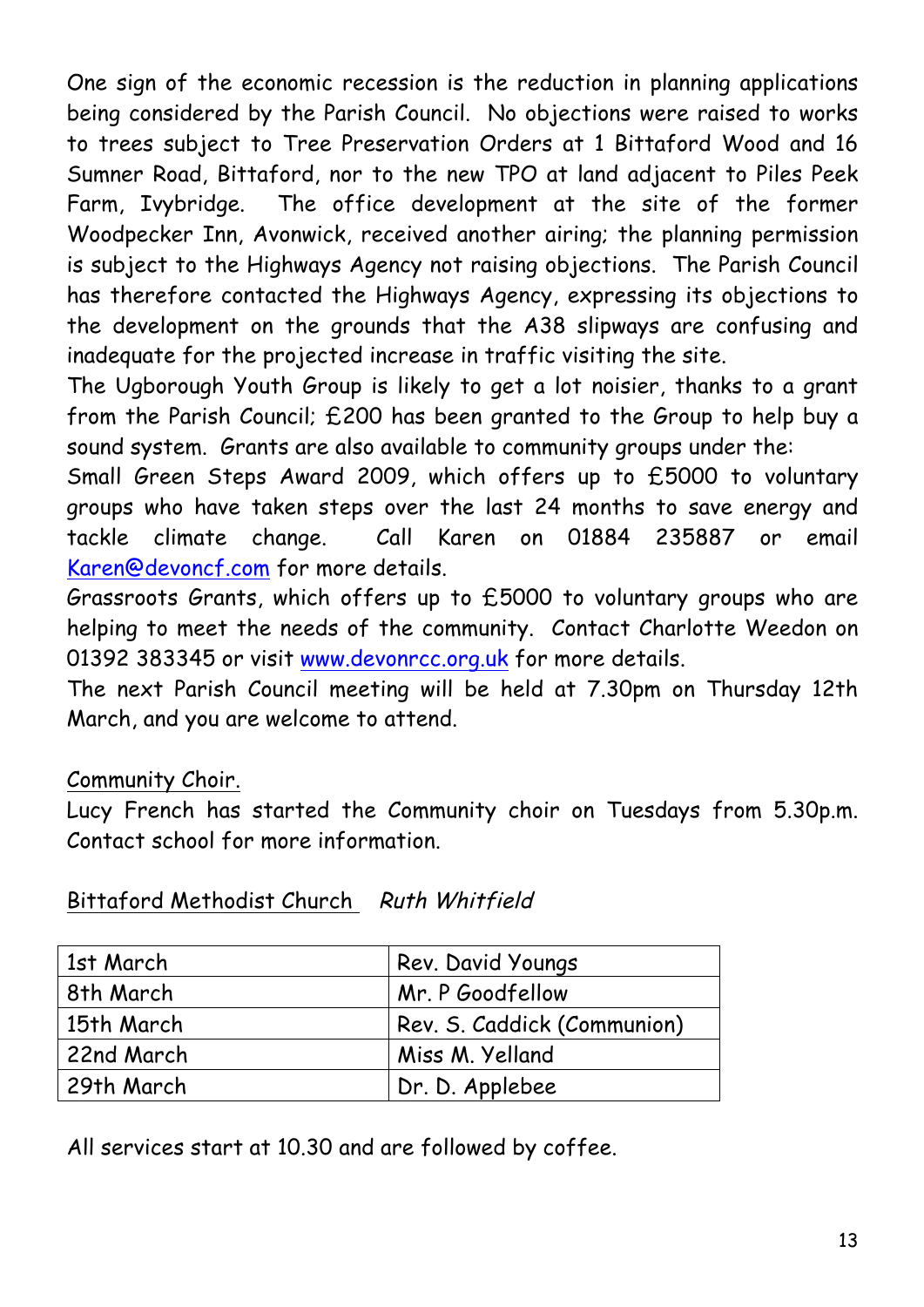One sign of the economic recession is the reduction in planning applications being considered by the Parish Council. No objections were raised to works to trees subject to Tree Preservation Orders at 1 Bittaford Wood and 16 Sumner Road, Bittaford, nor to the new TPO at land adjacent to Piles Peek Farm, Ivybridge. The office development at the site of the former Woodpecker Inn, Avonwick, received another airing; the planning permission is subject to the Highways Agency not raising objections. The Parish Council has therefore contacted the Highways Agency, expressing its objections to the development on the grounds that the A38 slipways are confusing and inadequate for the projected increase in traffic visiting the site.

The Ugborough Youth Group is likely to get a lot noisier, thanks to a grant from the Parish Council; £200 has been granted to the Group to help buy a sound system. Grants are also available to community groups under the:

Small Green Steps Award 2009, which offers up to £5000 to voluntary groups who have taken steps over the last 24 months to save energy and tackle climate change. Call Karen on 01884 235887 or email Karen@devoncf.com for more details.

Grassroots Grants, which offers up to £5000 to voluntary groups who are helping to meet the needs of the community. Contact Charlotte Weedon on 01392 383345 or visit www.devonrcc.org.uk for more details.

The next Parish Council meeting will be held at 7.30pm on Thursday 12th March, and you are welcome to attend.

## Community Choir.

Lucy French has started the Community choir on Tuesdays from 5.30p.m. Contact school for more information.

## Bittaford Methodist Church *Ruth Whitfield*

| | |
|---|---|
| 1st March | Rev. David Youngs |
| 8th March | Mr. P Goodfellow |
| 15th March | Rev. S. Caddick (Communion) |
| 22nd March | Miss M. Yelland |
| 29th March | Dr. D. Applebee |

All services start at 10.30 and are followed by coffee.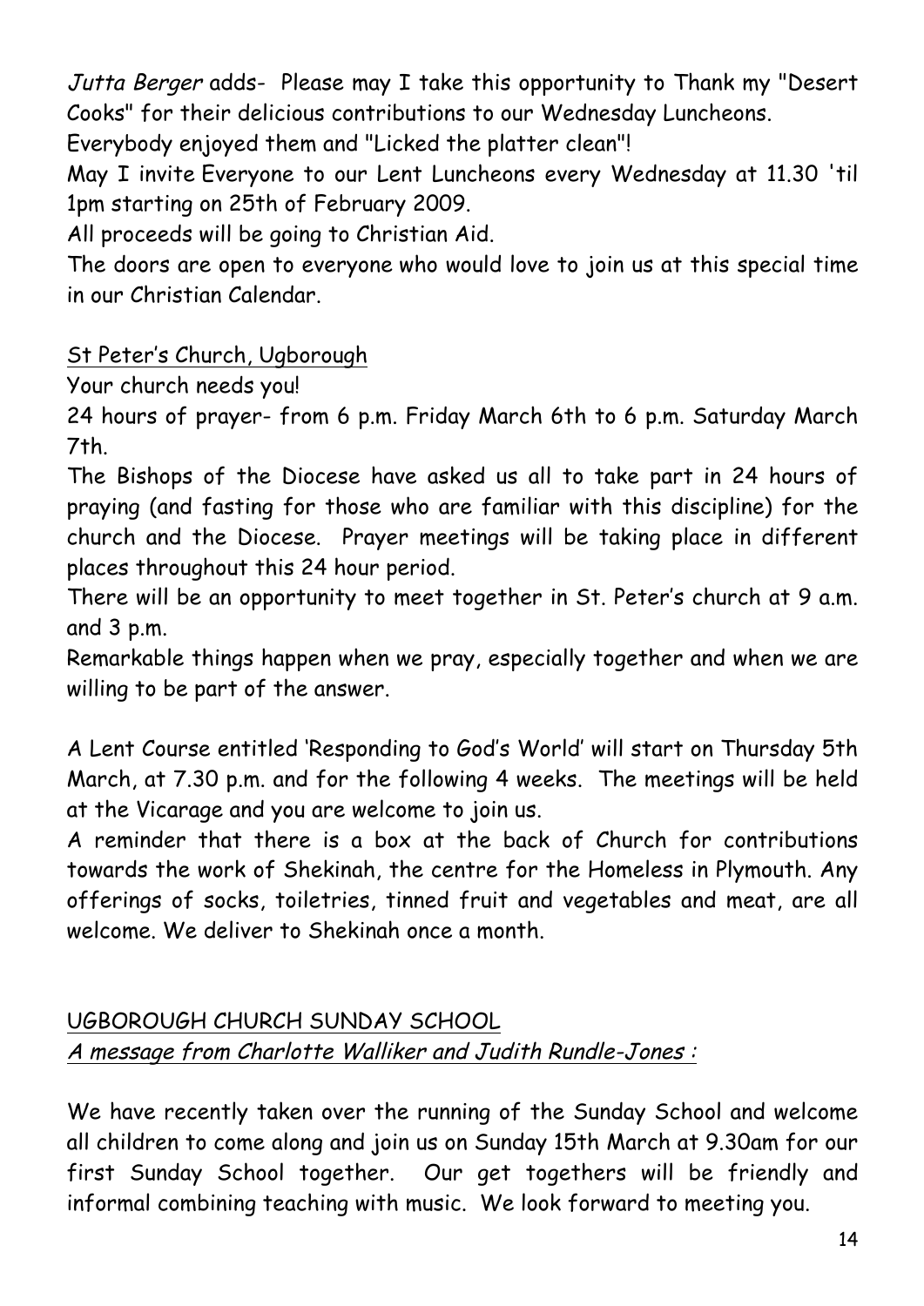*Jutta Berger* adds- Please may I take this opportunity to Thank my "Desert Cooks" for their delicious contributions to our Wednesday Luncheons.

Everybody enjoyed them and "Licked the platter clean"!

May I invite Everyone to our Lent Luncheons every Wednesday at 11.30 'til 1pm starting on 25th of February 2009.

All proceeds will be going to Christian Aid.

The doors are open to everyone who would love to join us at this special time in our Christian Calendar.

<u>St Peter's Church, Ugborough</u>

Your church needs you!

24 hours of prayer- from 6 p.m. Friday March 6th to 6 p.m. Saturday March 7th.

The Bishops of the Diocese have asked us all to take part in 24 hours of praying (and fasting for those who are familiar with this discipline) for the church and the Diocese. Prayer meetings will be taking place in different places throughout this 24 hour period.

There will be an opportunity to meet together in St. Peter's church at 9 a.m. and 3 p.m.

Remarkable things happen when we pray, especially together and when we are willing to be part of the answer.

A Lent Course entitled 'Responding to God's World' will start on Thursday 5th March, at 7.30 p.m. and for the following 4 weeks. The meetings will be held at the Vicarage and you are welcome to join us.

A reminder that there is a box at the back of Church for contributions towards the work of Shekinah, the centre for the Homeless in Plymouth. Any offerings of socks, toiletries, tinned fruit and vegetables and meat, are all welcome. We deliver to Shekinah once a month.

<u>UGBOROUGH CHURCH SUNDAY SCHOOL</u>

<u>*A message from Charlotte Walliker and Judith Rundle-Jones :*</u>

We have recently taken over the running of the Sunday School and welcome all children to come along and join us on Sunday 15th March at 9.30am for our first Sunday School together. Our get togethers will be friendly and informal combining teaching with music. We look forward to meeting you.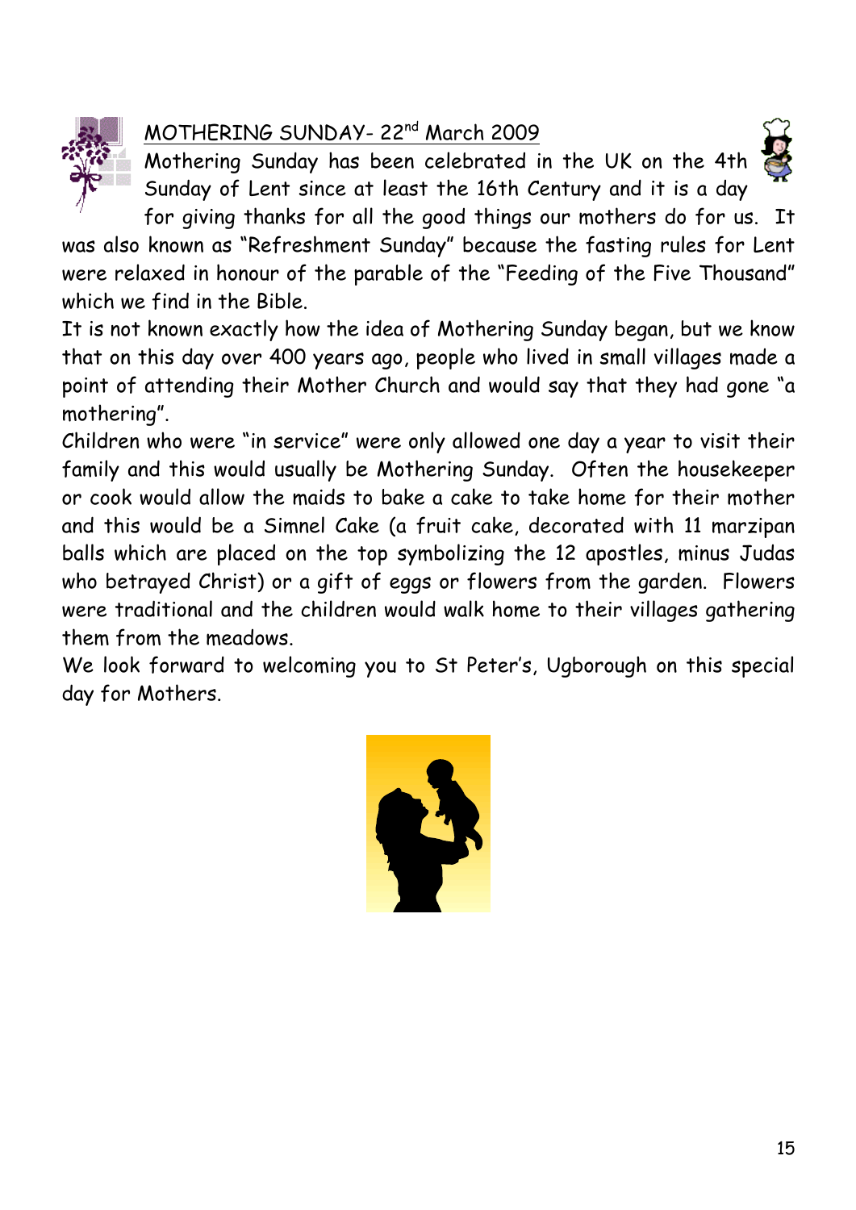## MOTHERING SUNDAY- 22nd March 2009

Mothering Sunday has been celebrated in the UK on the 4th Sunday of Lent since at least the 16th Century and it is a day for giving thanks for all the good things our mothers do for us. It was also known as "Refreshment Sunday" because the fasting rules for Lent were relaxed in honour of the parable of the "Feeding of the Five Thousand" which we find in the Bible.

It is not known exactly how the idea of Mothering Sunday began, but we know that on this day over 400 years ago, people who lived in small villages made a point of attending their Mother Church and would say that they had gone "a mothering".

Children who were "in service" were only allowed one day a year to visit their family and this would usually be Mothering Sunday. Often the housekeeper or cook would allow the maids to bake a cake to take home for their mother and this would be a Simnel Cake (a fruit cake, decorated with 11 marzipan balls which are placed on the top symbolizing the 12 apostles, minus Judas who betrayed Christ) or a gift of eggs or flowers from the garden. Flowers were traditional and the children would walk home to their villages gathering them from the meadows.

We look forward to welcoming you to St Peter's, Ugborough on this special day for Mothers.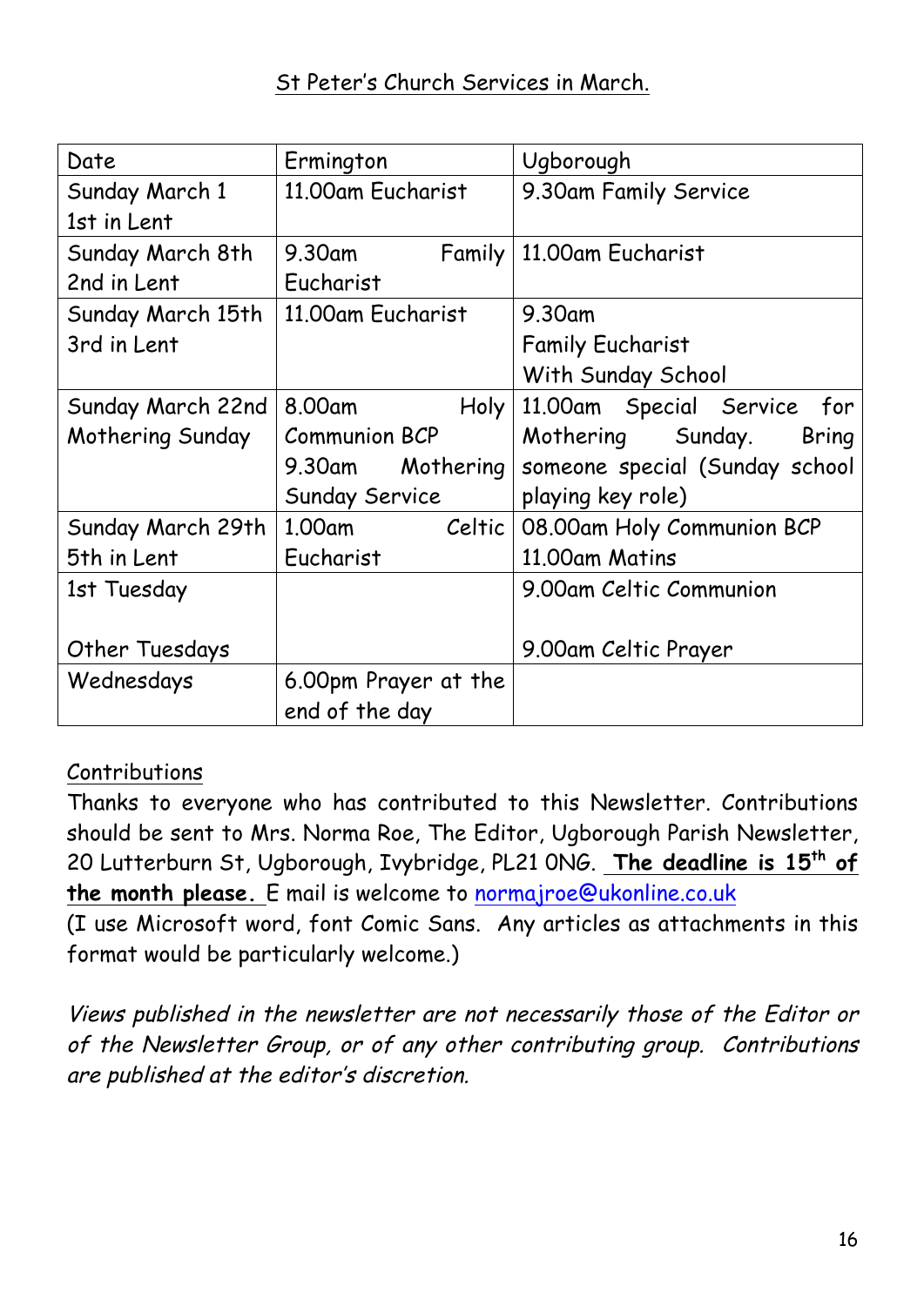## St Peter's Church Services in March.

| Date | Ermington | Ugborough |
|---|---|---|
| Sunday March 1<br>1st in Lent | 11.00am Eucharist | 9.30am Family Service |
| Sunday March 8th<br>2nd in Lent | 9.30am Family Eucharist | 11.00am Eucharist |
| Sunday March 15th<br>3rd in Lent | 11.00am Eucharist | 9.30am<br>Family Eucharist<br>With Sunday School |
| Sunday March 22nd<br>Mothering Sunday | 8.00am Holy Communion BCP<br>9.30am Mothering Sunday Service | 11.00am Special Service for Mothering Sunday. Bring someone special (Sunday school playing key role) |
| Sunday March 29th<br>5th in Lent | 1.00am Celtic Eucharist | 08.00am Holy Communion BCP<br>11.00am Matins |
| 1st Tuesday<br><br>Other Tuesdays | | 9.00am Celtic Communion<br><br>9.00am Celtic Prayer |
| Wednesdays | 6.00pm Prayer at the end of the day | |

Contributions

Thanks to everyone who has contributed to this Newsletter. Contributions should be sent to Mrs. Norma Roe, The Editor, Ugborough Parish Newsletter, 20 Lutterburn St, Ugborough, Ivybridge, PL21 0NG. **The deadline is 15th of the month please.** E mail is welcome to normajroe@ukonline.co.uk
(I use Microsoft word, font Comic Sans. Any articles as attachments in this format would be particularly welcome.)

*Views published in the newsletter are not necessarily those of the Editor or of the Newsletter Group, or of any other contributing group. Contributions are published at the editor's discretion.*